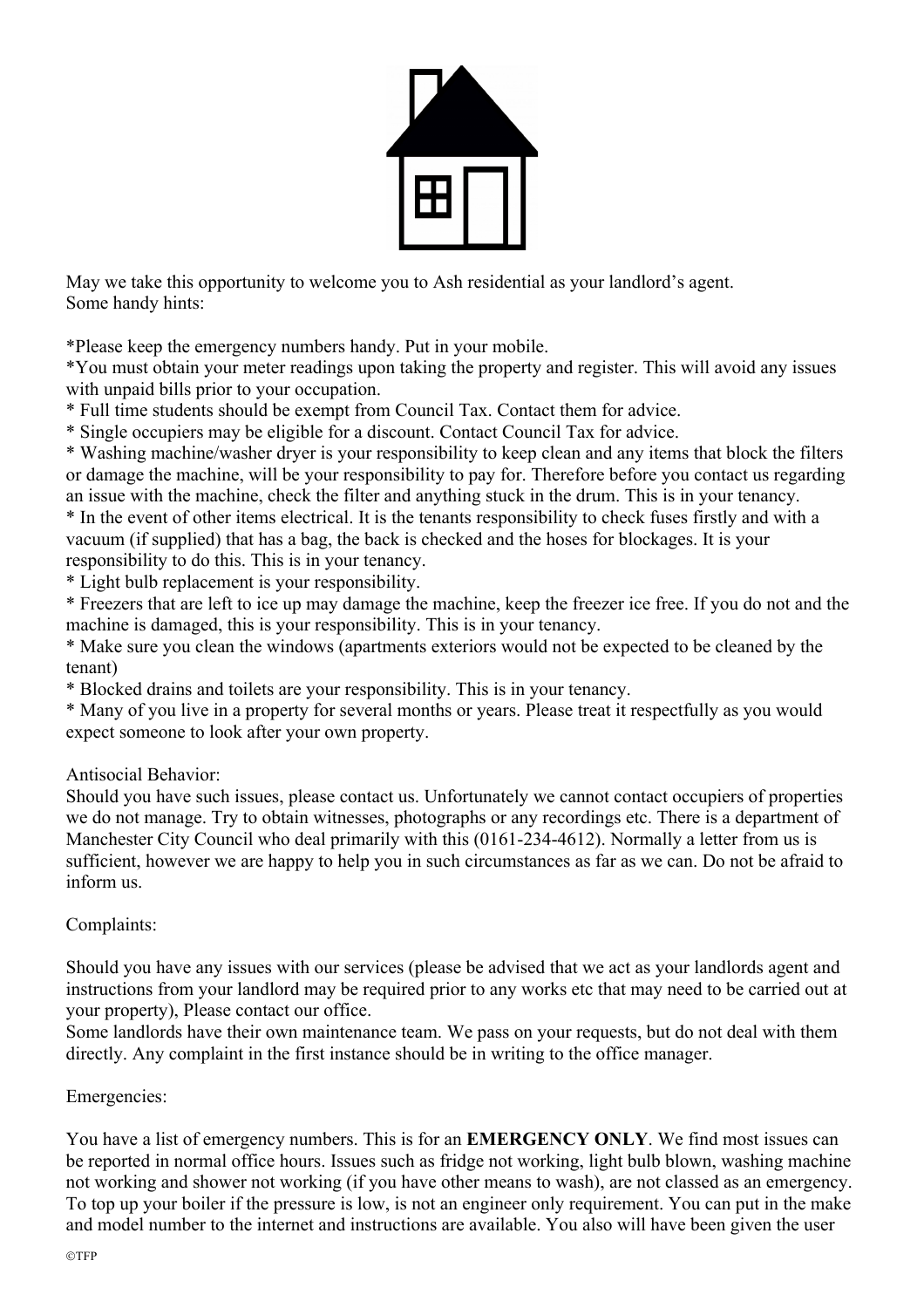May we take this opportunity to welcome you to Ash residential as your landlord's agent.
Some handy hints:

*Please keep the emergency numbers handy. Put in your mobile.
*You must obtain your meter readings upon taking the property and register. This will avoid any issues with unpaid bills prior to your occupation.
* Full time students should be exempt from Council Tax. Contact them for advice.
* Single occupiers may be eligible for a discount. Contact Council Tax for advice.
* Washing machine/washer dryer is your responsibility to keep clean and any items that block the filters or damage the machine, will be your responsibility to pay for. Therefore before you contact us regarding an issue with the machine, check the filter and anything stuck in the drum. This is in your tenancy.
* In the event of other items electrical. It is the tenants responsibility to check fuses firstly and with a vacuum (if supplied) that has a bag, the back is checked and the hoses for blockages. It is your responsibility to do this. This is in your tenancy.
* Light bulb replacement is your responsibility.
* Freezers that are left to ice up may damage the machine, keep the freezer ice free. If you do not and the machine is damaged, this is your responsibility. This is in your tenancy.
* Make sure you clean the windows (apartments exteriors would not be expected to be cleaned by the tenant)
* Blocked drains and toilets are your responsibility. This is in your tenancy.
* Many of you live in a property for several months or years. Please treat it respectfully as you would expect someone to look after your own property.

Antisocial Behavior:
Should you have such issues, please contact us. Unfortunately we cannot contact occupiers of properties we do not manage. Try to obtain witnesses, photographs or any recordings etc. There is a department of Manchester City Council who deal primarily with this (0161-234-4612). Normally a letter from us is sufficient, however we are happy to help you in such circumstances as far as we can. Do not be afraid to inform us.

Complaints:

Should you have any issues with our services (please be advised that we act as your landlords agent and instructions from your landlord may be required prior to any works etc that may need to be carried out at your property), Please contact our office.
Some landlords have their own maintenance team. We pass on your requests, but do not deal with them directly. Any complaint in the first instance should be in writing to the office manager.

Emergencies:

You have a list of emergency numbers. This is for an **EMERGENCY ONLY**. We find most issues can be reported in normal office hours. Issues such as fridge not working, light bulb blown, washing machine not working and shower not working (if you have other means to wash), are not classed as an emergency. To top up your boiler if the pressure is low, is not an engineer only requirement. You can put in the make and model number to the internet and instructions are available. You also will have been given the user

©TFP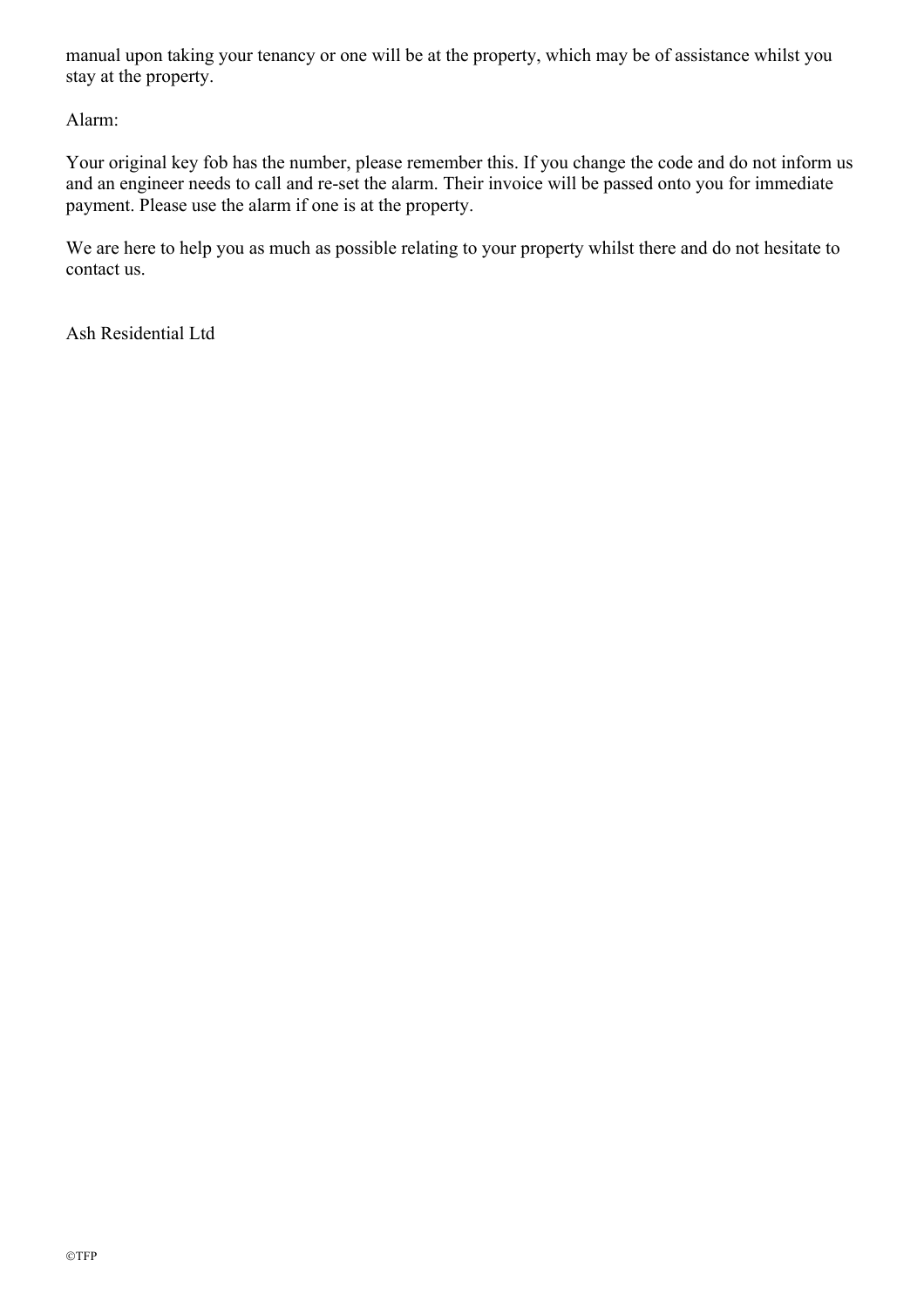manual upon taking your tenancy or one will be at the property, which may be of assistance whilst you stay at the property.

Alarm:

Your original key fob has the number, please remember this. If you change the code and do not inform us and an engineer needs to call and re-set the alarm. Their invoice will be passed onto you for immediate payment. Please use the alarm if one is at the property.

We are here to help you as much as possible relating to your property whilst there and do not hesitate to contact us.

Ash Residential Ltd